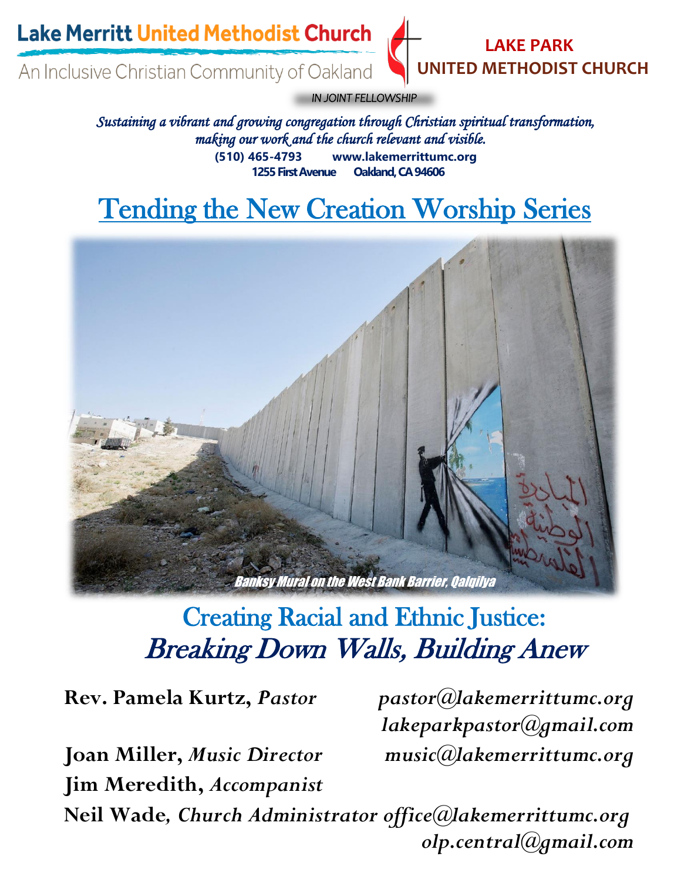Lake Merritt United Methodist Church

An Inclusive Christian Community of Oakland

LAKE PARK UNITED METHODIST CHURCH

IN JOINT FELLOWSHIP

*Sustaining a vibrant and growing congregation through Christian spiritual transformation, making our work and the church relevant and visible.*

**(510) 465-4793 www.lakemerrittumc.org**

**1255 First Avenue Oakland, CA 94606**

# Tending the New Creation Worship Series

*Banksy Mural on the West Bank Barrier, Qalqilya*

## Creating Racial and Ethnic Justice:
## *Breaking Down Walls, Building Anew*

**Rev. Pamela Kurtz,** *Pastor* — *pastor@lakemerrittumc.org*, *lakeparkpastor@gmail.com*

**Joan Miller,** *Music Director* — *music@lakemerrittumc.org*

**Jim Meredith,** *Accompanist*

**Neil Wade**, *Church Administrator* — *office@lakemerrittumc.org*, *olp.central@gmail.com*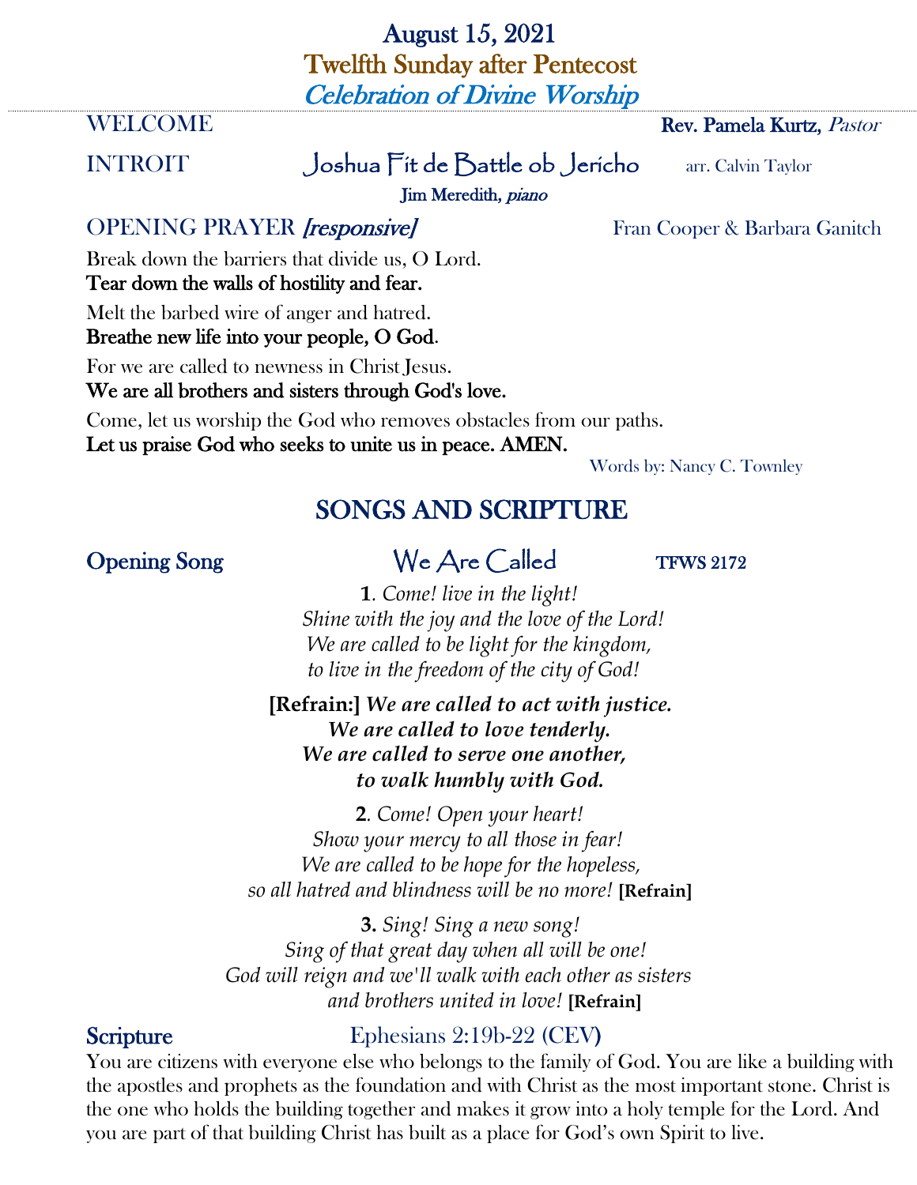# August 15, 2021
## Twelfth Sunday after Pentecost
### *Celebration of Divine Worship*

WELCOME **Rev. Pamela Kurtz,** *Pastor*

INTROIT Joshua Fit de Battle ob Jericho arr. Calvin Taylor

**Jim Meredith,** *piano*

OPENING PRAYER *[responsive]* Fran Cooper & Barbara Ganitch

Break down the barriers that divide us, O Lord.
**Tear down the walls of hostility and fear.**

Melt the barbed wire of anger and hatred.
**Breathe new life into your people, O God.**

For we are called to newness in Christ Jesus.
**We are all brothers and sisters through God's love.**

Come, let us worship the God who removes obstacles from our paths.
**Let us praise God who seeks to unite us in peace. AMEN.**

Words by: Nancy C. Townley

## SONGS AND SCRIPTURE

**Opening Song** We Are Called **TFWS 2172**

**1**. *Come! live in the light!*
*Shine with the joy and the love of the Lord!*
*We are called to be light for the kingdom,*
*to live in the freedom of the city of God!*

**[Refrain:]** ***We are called to act with justice.***
***We are called to love tenderly.***
***We are called to serve one another,***
***to walk humbly with God.***

**2**. *Come! Open your heart!*
*Show your mercy to all those in fear!*
*We are called to be hope for the hopeless,*
*so all hatred and blindness will be no more!* **[Refrain]**

**3.** *Sing! Sing a new song!*
*Sing of that great day when all will be one!*
*God will reign and we'll walk with each other as sisters*
*and brothers united in love!* **[Refrain]**

**Scripture** Ephesians 2:19b-22 (CEV)

You are citizens with everyone else who belongs to the family of God. You are like a building with the apostles and prophets as the foundation and with Christ as the most important stone. Christ is the one who holds the building together and makes it grow into a holy temple for the Lord. And you are part of that building Christ has built as a place for God's own Spirit to live.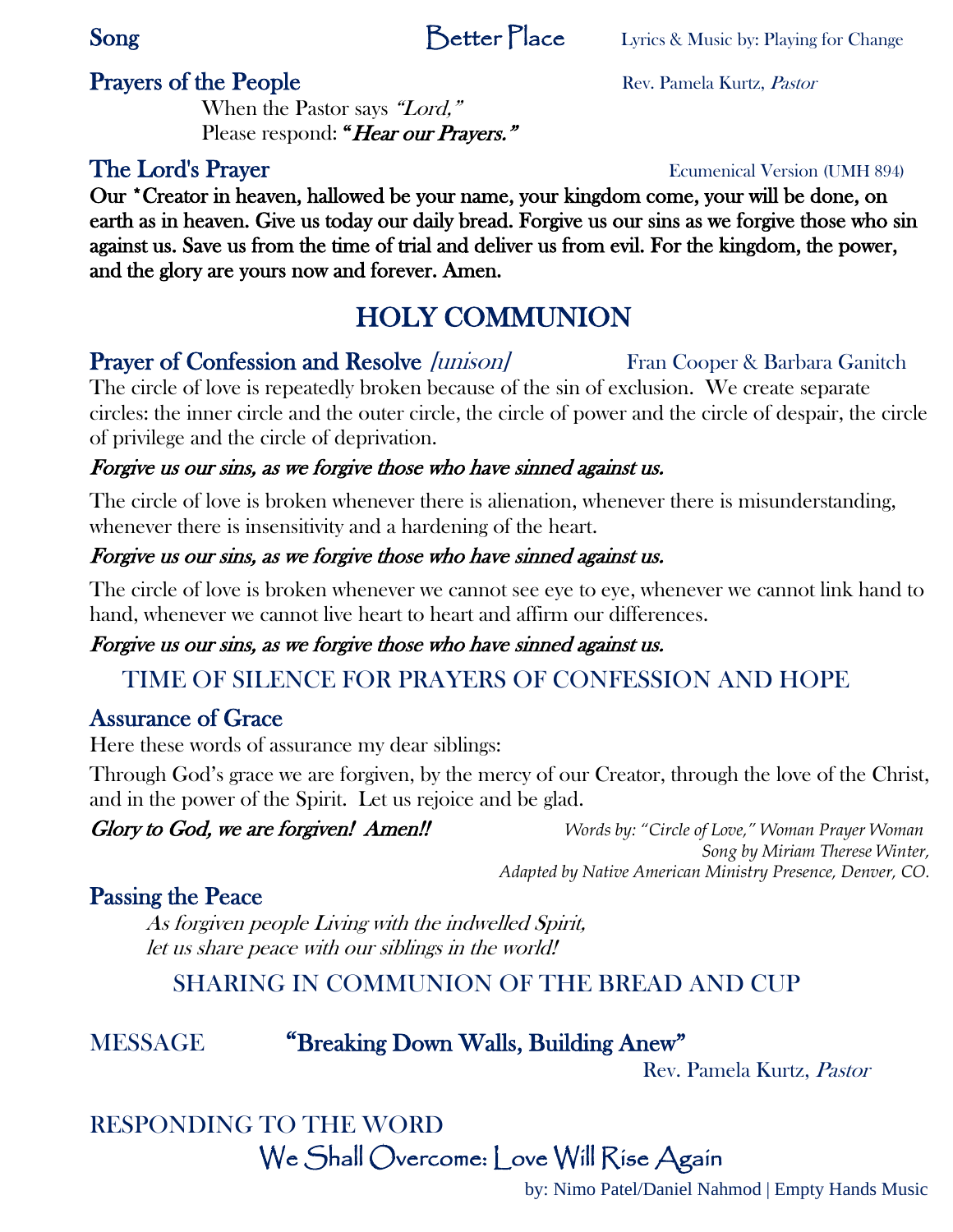**Song** **Better Place** Lyrics & Music by: Playing for Change

**Prayers of the People** Rev. Pamela Kurtz, *Pastor*

When the Pastor says *"Lord,"*
Please respond: ***"Hear our Prayers."***

**The Lord's Prayer** Ecumenical Version (UMH 894)

**Our *Creator in heaven, hallowed be your name, your kingdom come, your will be done, on earth as in heaven. Give us today our daily bread. Forgive us our sins as we forgive those who sin against us. Save us from the time of trial and deliver us from evil. For the kingdom, the power, and the glory are yours now and forever. Amen.**

# HOLY COMMUNION

**Prayer of Confession and Resolve** *[unison]* Fran Cooper & Barbara Ganitch

The circle of love is repeatedly broken because of the sin of exclusion. We create separate circles: the inner circle and the outer circle, the circle of power and the circle of despair, the circle of privilege and the circle of deprivation.

***Forgive us our sins, as we forgive those who have sinned against us.***

The circle of love is broken whenever there is alienation, whenever there is misunderstanding, whenever there is insensitivity and a hardening of the heart.

***Forgive us our sins, as we forgive those who have sinned against us.***

The circle of love is broken whenever we cannot see eye to eye, whenever we cannot link hand to hand, whenever we cannot live heart to heart and affirm our differences.

***Forgive us our sins, as we forgive those who have sinned against us.***

## TIME OF SILENCE FOR PRAYERS OF CONFESSION AND HOPE

**Assurance of Grace**

Here these words of assurance my dear siblings:

Through God's grace we are forgiven, by the mercy of our Creator, through the love of the Christ, and in the power of the Spirit. Let us rejoice and be glad.

***Glory to God, we are forgiven! Amen!!***

*Words by: "Circle of Love," Woman Prayer Woman*
*Song by Miriam Therese Winter,*
*Adapted by Native American Ministry Presence, Denver, CO.*

**Passing the Peace**

*As forgiven people Living with the indwelled Spirit,*
*let us share peace with our siblings in the world!*

## SHARING IN COMMUNION OF THE BREAD AND CUP

MESSAGE **"Breaking Down Walls, Building Anew"**

Rev. Pamela Kurtz, *Pastor*

RESPONDING TO THE WORD

We Shall Overcome: Love Will Rise Again

by: Nimo Patel/Daniel Nahmod | Empty Hands Music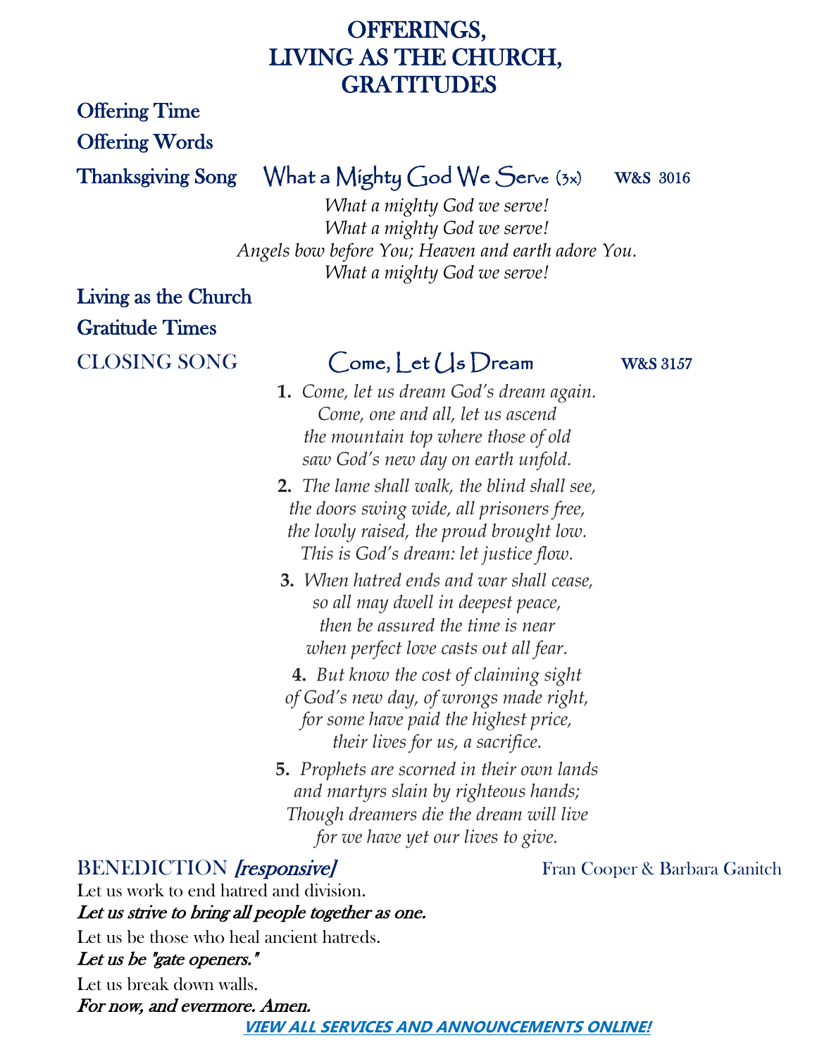# OFFERINGS, LIVING AS THE CHURCH, GRATITUDES

**Offering Time**

**Offering Words**

**Thanksgiving Song** What a Mighty God We Serve (3x) W&S 3016

*What a mighty God we serve!*
*What a mighty God we serve!*
*Angels bow before You; Heaven and earth adore You.*
*What a mighty God we serve!*

**Living as the Church**

**Gratitude Times**

## CLOSING SONG Come, Let Us Dream W&S 3157

**1.** *Come, let us dream God's dream again.*
*Come, one and all, let us ascend*
*the mountain top where those of old*
*saw God's new day on earth unfold.*

**2.** *The lame shall walk, the blind shall see,*
*the doors swing wide, all prisoners free,*
*the lowly raised, the proud brought low.*
*This is God's dream: let justice flow.*

**3.** *When hatred ends and war shall cease,*
*so all may dwell in deepest peace,*
*then be assured the time is near*
*when perfect love casts out all fear.*

**4.** *But know the cost of claiming sight*
*of God's new day, of wrongs made right,*
*for some have paid the highest price,*
*their lives for us, a sacrifice.*

**5.** *Prophets are scorned in their own lands*
*and martyrs slain by righteous hands;*
*Though dreamers die the dream will live*
*for we have yet our lives to give.*

## BENEDICTION *[responsive]* Fran Cooper & Barbara Ganitch

Let us work to end hatred and division.
***Let us strive to bring all people together as one.***
Let us be those who heal ancient hatreds.
***Let us be "gate openers."***
Let us break down walls.
***For now, and evermore. Amen.***

***VIEW ALL SERVICES AND ANNOUNCEMENTS ONLINE!***